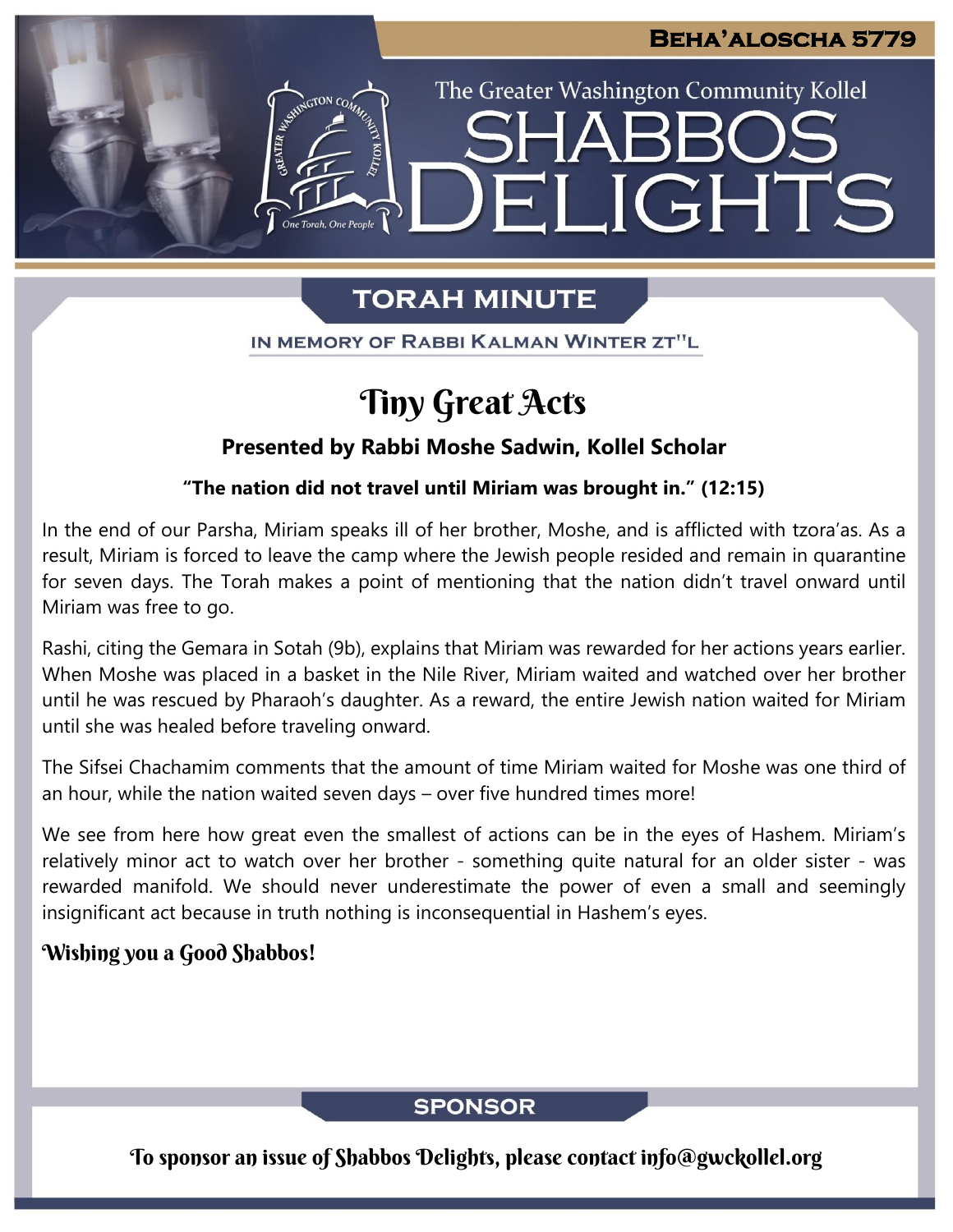Beha'aloscha 5779

The Greater Washington Community Kollel

# Shabbos Delights

## Torah Minute

In Memory of Rabbi Kalman Winter zt"l

# Tiny Great Acts

**Presented by Rabbi Moshe Sadwin, Kollel Scholar**

**"The nation did not travel until Miriam was brought in." (12:15)**

In the end of our Parsha, Miriam speaks ill of her brother, Moshe, and is afflicted with tzora'as. As a result, Miriam is forced to leave the camp where the Jewish people resided and remain in quarantine for seven days. The Torah makes a point of mentioning that the nation didn't travel onward until Miriam was free to go.

Rashi, citing the Gemara in Sotah (9b), explains that Miriam was rewarded for her actions years earlier. When Moshe was placed in a basket in the Nile River, Miriam waited and watched over her brother until he was rescued by Pharaoh's daughter. As a reward, the entire Jewish nation waited for Miriam until she was healed before traveling onward.

The Sifsei Chachamim comments that the amount of time Miriam waited for Moshe was one third of an hour, while the nation waited seven days – over five hundred times more!

We see from here how great even the smallest of actions can be in the eyes of Hashem. Miriam's relatively minor act to watch over her brother - something quite natural for an older sister - was rewarded manifold. We should never underestimate the power of even a small and seemingly insignificant act because in truth nothing is inconsequential in Hashem's eyes.

**Wishing you a Good Shabbos!**

## Sponsor

To sponsor an issue of Shabbos Delights, please contact info@gwckollel.org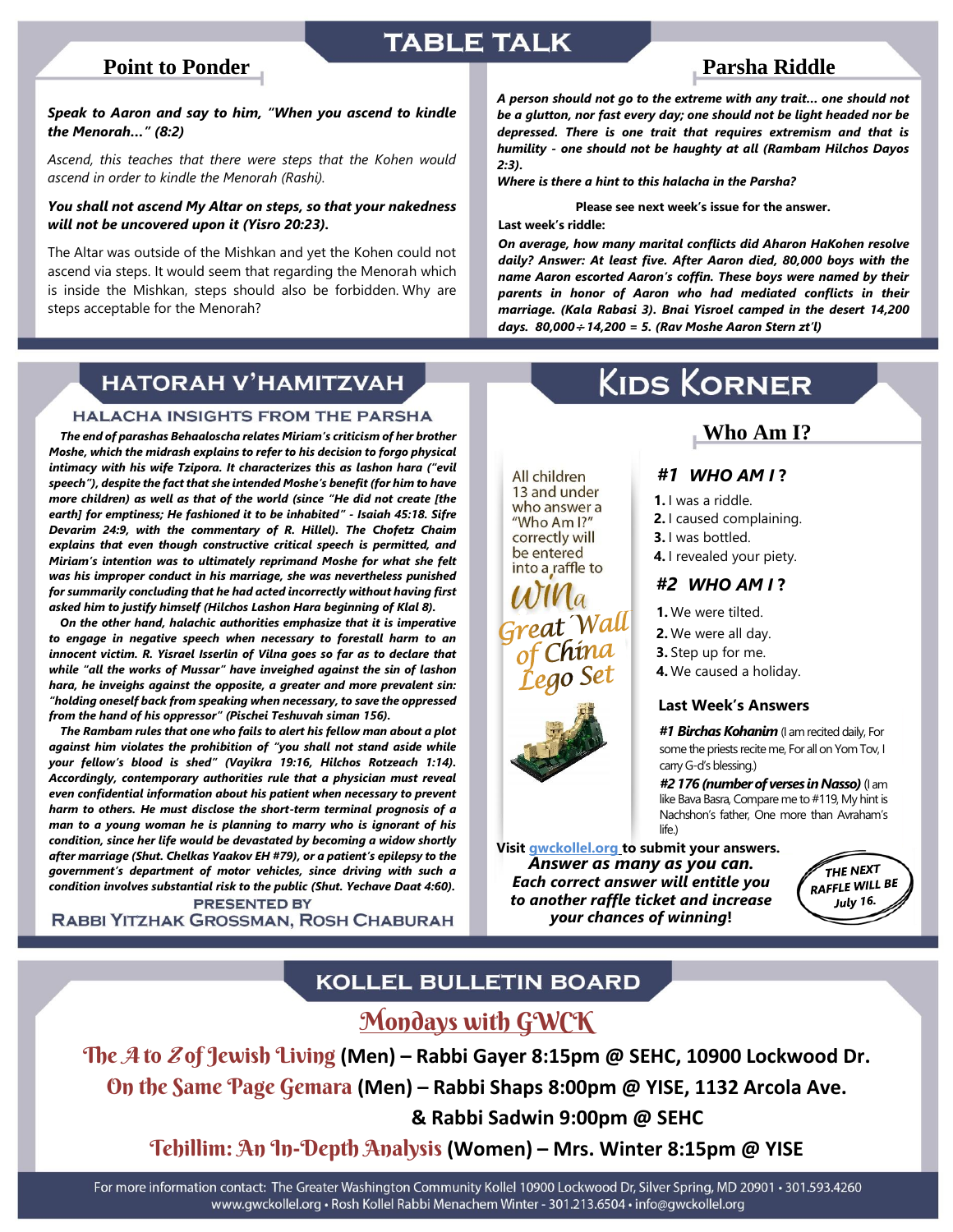# TABLE TALK

## Point to Ponder

***Speak to Aaron and say to him, "When you ascend to kindle the Menorah..." (8:2)***

*Ascend, this teaches that there were steps that the Kohen would ascend in order to kindle the Menorah (Rashi).*

***You shall not ascend My Altar on steps, so that your nakedness will not be uncovered upon it (Yisro 20:23).***

The Altar was outside of the Mishkan and yet the Kohen could not ascend via steps. It would seem that regarding the Menorah which is inside the Mishkan, steps should also be forbidden. Why are steps acceptable for the Menorah?

## Parsha Riddle

***A person should not go to the extreme with any trait... one should not be a glutton, nor fast every day; one should not be light headed nor be depressed. There is one trait that requires extremism and that is humility - one should not be haughty at all (Rambam Hilchos Dayos 2:3).***

***Where is there a hint to this halacha in the Parsha?***

**Please see next week's issue for the answer.**

**Last week's riddle:**

***On average, how many marital conflicts did Aharon HaKohen resolve daily? Answer: At least five. After Aaron died, 80,000 boys with the name Aaron escorted Aaron's coffin. These boys were named by their parents in honor of Aaron who had mediated conflicts in their marriage. (Kala Rabasi 3). Bnai Yisroel camped in the desert 14,200 days. 80,000÷14,200 = 5. (Rav Moshe Aaron Stern zt'l)***

# HATORAH V'HAMITZVAH

## HALACHA INSIGHTS FROM THE PARSHA

***The end of parashas Behaaloscha relates Miriam's criticism of her brother Moshe, which the midrash explains to refer to his decision to forgo physical intimacy with his wife Tzipora. It characterizes this as lashon hara ("evil speech"), despite the fact that she intended Moshe's benefit (for him to have more children) as well as that of the world (since "He did not create [the earth] for emptiness; He fashioned it to be inhabited" - Isaiah 45:18. Sifre Devarim 24:9, with the commentary of R. Hillel). The Chofetz Chaim explains that even though constructive critical speech is permitted, and Miriam's intention was to ultimately reprimand Moshe for what she felt was his improper conduct in his marriage, she was nevertheless punished for summarily concluding that he had acted incorrectly without having first asked him to justify himself (Hilchos Lashon Hara beginning of Klal 8).***

***On the other hand, halachic authorities emphasize that it is imperative to engage in negative speech when necessary to forestall harm to an innocent victim. R. Yisrael Isserlin of Vilna goes so far as to declare that while "all the works of Mussar" have inveighed against the sin of lashon hara, he inveighs against the opposite, a greater and more prevalent sin: "holding oneself back from speaking when necessary, to save the oppressed from the hand of his oppressor" (Pischei Teshuvah siman 156).***

***The Rambam rules that one who fails to alert his fellow man about a plot against him violates the prohibition of "you shall not stand aside while your fellow's blood is shed" (Vayikra 19:16, Hilchos Rotzeach 1:14). Accordingly, contemporary authorities rule that a physician must reveal even confidential information about his patient when necessary to prevent harm to others. He must disclose the short-term terminal prognosis of a man to a young woman he is planning to marry who is ignorant of his condition, since her life would be devastated by becoming a widow shortly after marriage (Shut. Chelkas Yaakov EH #79), or a patient's epilepsy to the government's department of motor vehicles, since driving with such a condition involves substantial risk to the public (Shut. Yechave Daat 4:60).***

PRESENTED BY
RABBI YITZHAK GROSSMAN, ROSH CHABURAH

# KIDS KORNER

All children 13 and under who answer a "Who Am I?" correctly will be entered into a raffle to

**Win a Great Wall of China Lego Set**

## Who Am I?

### #1 WHO AM I ?

1. I was a riddle.
2. I caused complaining.
3. I was bottled.
4. I revealed your piety.

### #2 WHO AM I ?

1. We were tilted.
2. We were all day.
3. Step up for me.
4. We caused a holiday.

### Last Week's Answers

***#1 Birchas Kohanim*** (I am recited daily, For some the priests recite me, For all on Yom Tov, I carry G-d's blessing.)

***#2 176 (number of verses in Nasso)*** (I am like Bava Basra, Compare me to #119, My hint is Nachshon's father, One more than Avraham's life.)

**Visit gwckollel.org to submit your answers.**

***Answer as many as you can. Each correct answer will entitle you to another raffle ticket and increase your chances of winning!***

***THE NEXT RAFFLE WILL BE July 16.***

# KOLLEL BULLETIN BOARD

## Mondays with GWCK

**The A to Z of Jewish Living (Men) – Rabbi Gayer 8:15pm @ SEHC, 10900 Lockwood Dr.**

**On the Same Page Gemara (Men) – Rabbi Shaps 8:00pm @ YISE, 1132 Arcola Ave.**

**& Rabbi Sadwin 9:00pm @ SEHC**

**Tehillim: An In-Depth Analysis (Women) – Mrs. Winter 8:15pm @ YISE**

For more information contact: The Greater Washington Community Kollel 10900 Lockwood Dr, Silver Spring, MD 20901 • 301.593.4260
www.gwckollel.org • Rosh Kollel Rabbi Menachem Winter - 301.213.6504 • info@gwckollel.org